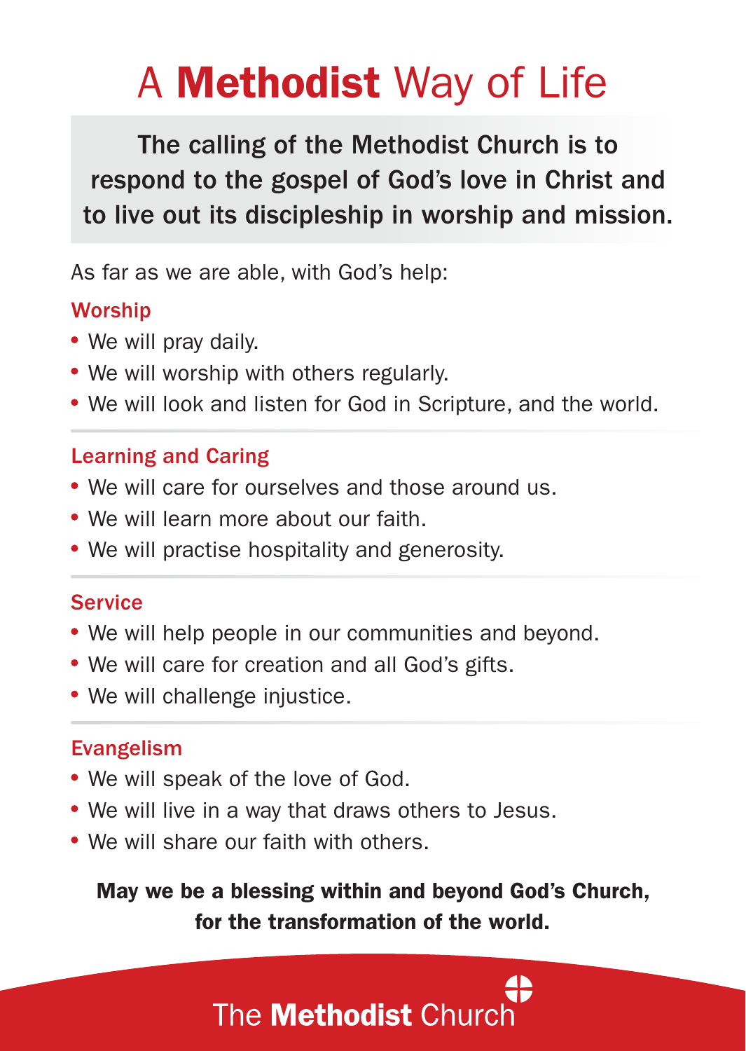# A **Methodist** Way of Life

**The calling of the Methodist Church is to respond to the gospel of God's love in Christ and to live out its discipleship in worship and mission.**

As far as we are able, with God's help:

### Worship

- We will pray daily.
- We will worship with others regularly.
- We will look and listen for God in Scripture, and the world.

### Learning and Caring

- We will care for ourselves and those around us.
- We will learn more about our faith.
- We will practise hospitality and generosity.

### Service

- We will help people in our communities and beyond.
- We will care for creation and all God's gifts.
- We will challenge injustice.

### Evangelism

- We will speak of the love of God.
- We will live in a way that draws others to Jesus.
- We will share our faith with others.

**May we be a blessing within and beyond God's Church, for the transformation of the world.**

The **Methodist** Church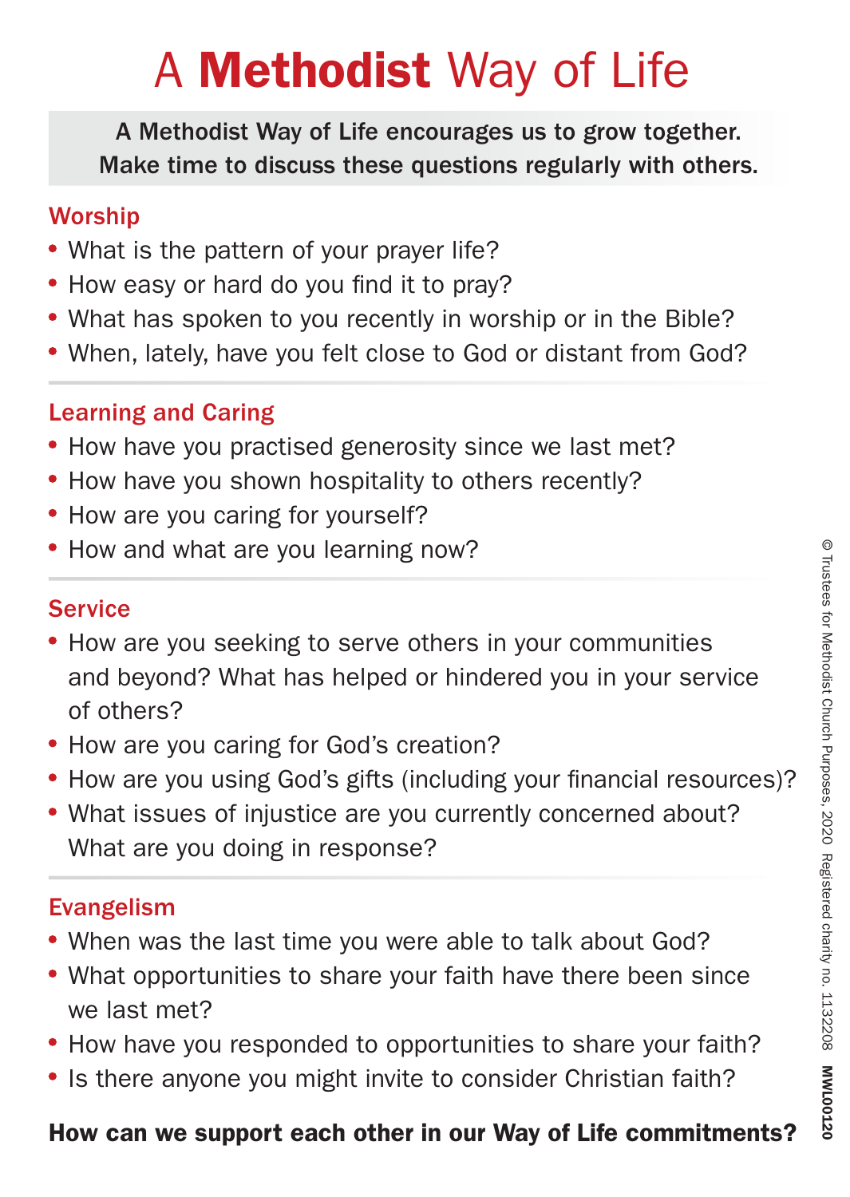# A **Methodist** Way of Life

**A Methodist Way of Life encourages us to grow together. Make time to discuss these questions regularly with others.**

## Worship

- What is the pattern of your prayer life?
- How easy or hard do you find it to pray?
- What has spoken to you recently in worship or in the Bible?
- When, lately, have you felt close to God or distant from God?

## Learning and Caring

- How have you practised generosity since we last met?
- How have you shown hospitality to others recently?
- How are you caring for yourself?
- How and what are you learning now?

## Service

- How are you seeking to serve others in your communities and beyond? What has helped or hindered you in your service of others?
- How are you caring for God's creation?
- How are you using God's gifts (including your financial resources)?
- What issues of injustice are you currently concerned about? What are you doing in response?

## Evangelism

- When was the last time you were able to talk about God?
- What opportunities to share your faith have there been since we last met?
- How have you responded to opportunities to share your faith?
- Is there anyone you might invite to consider Christian faith?

**How can we support each other in our Way of Life commitments?**

© Trustees for Methodist Church Purposes, 2020 Registered charity no. 1132208 **MWL00120**